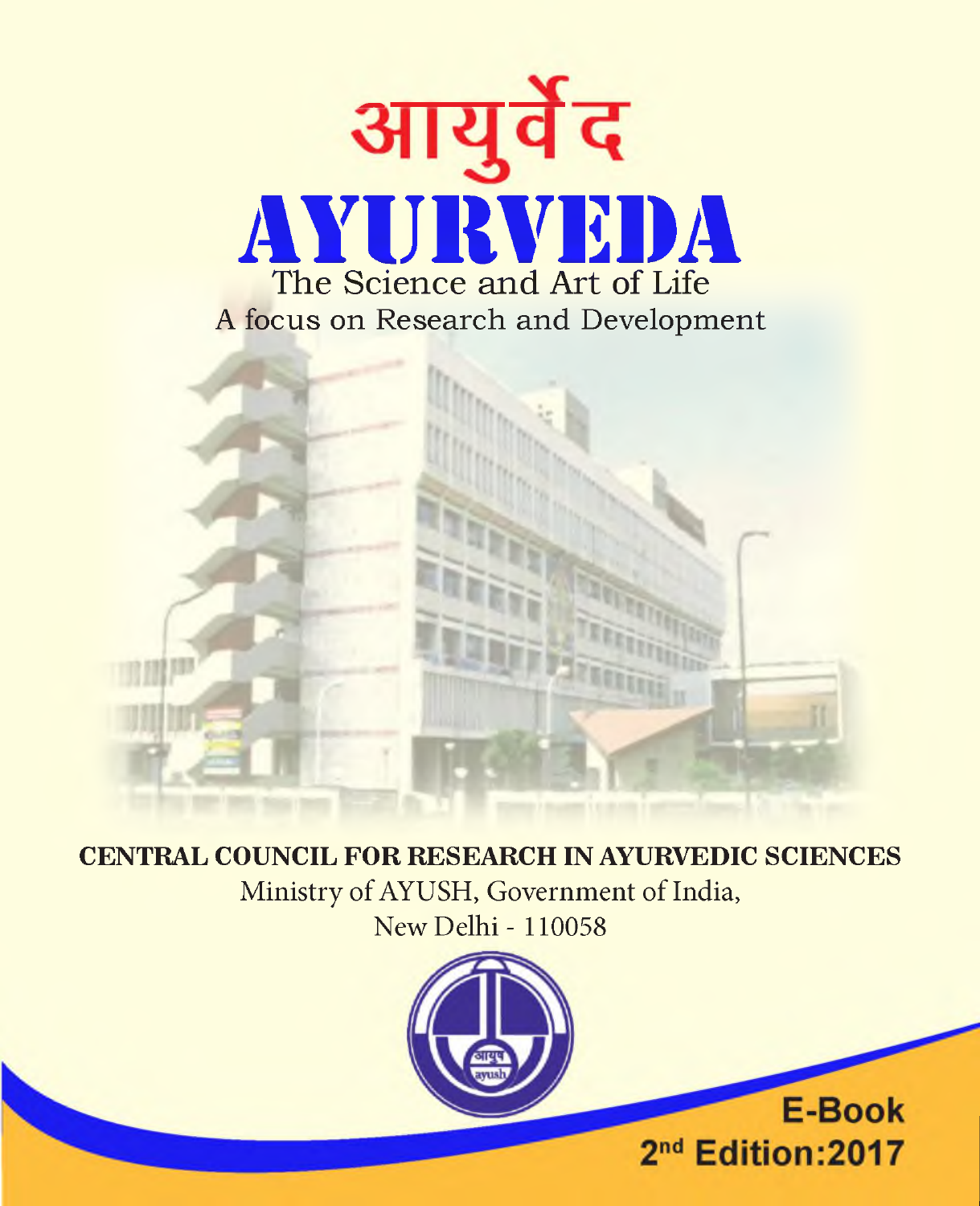# आयुर्वेद

# AYURVEDA

## The Science and Art of Life

A focus on Research and Development

**CENTRAL COUNCIL FOR RESEARCH IN AYURVEDIC SCIENCES**

Ministry of AYUSH, Government of India,

New Delhi - 110058

**E-Book**

**2nd Edition:2017**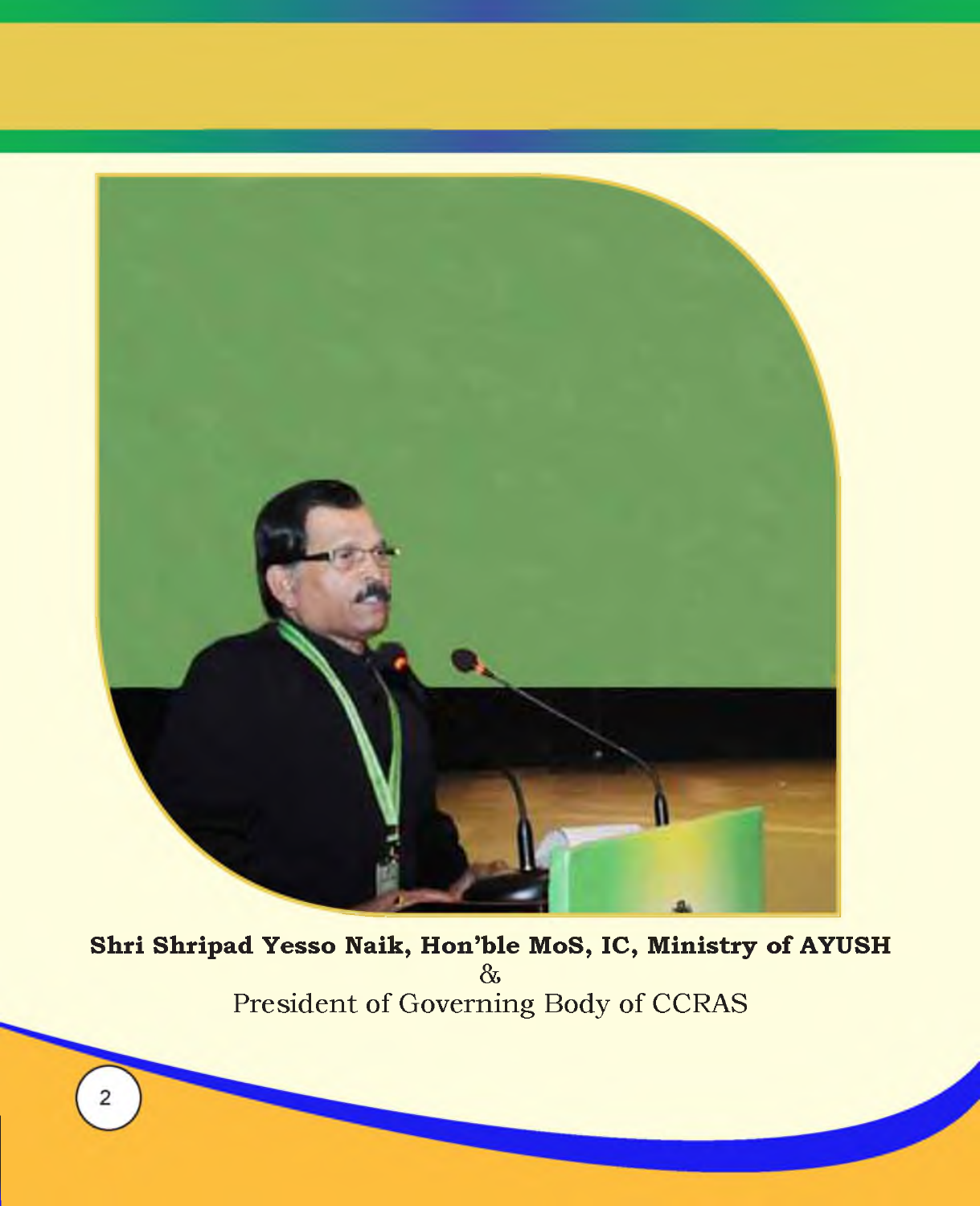**Shri Shripad Yesso Naik, Hon'ble MoS, IC, Ministry of AYUSH**
&
President of Governing Body of CCRAS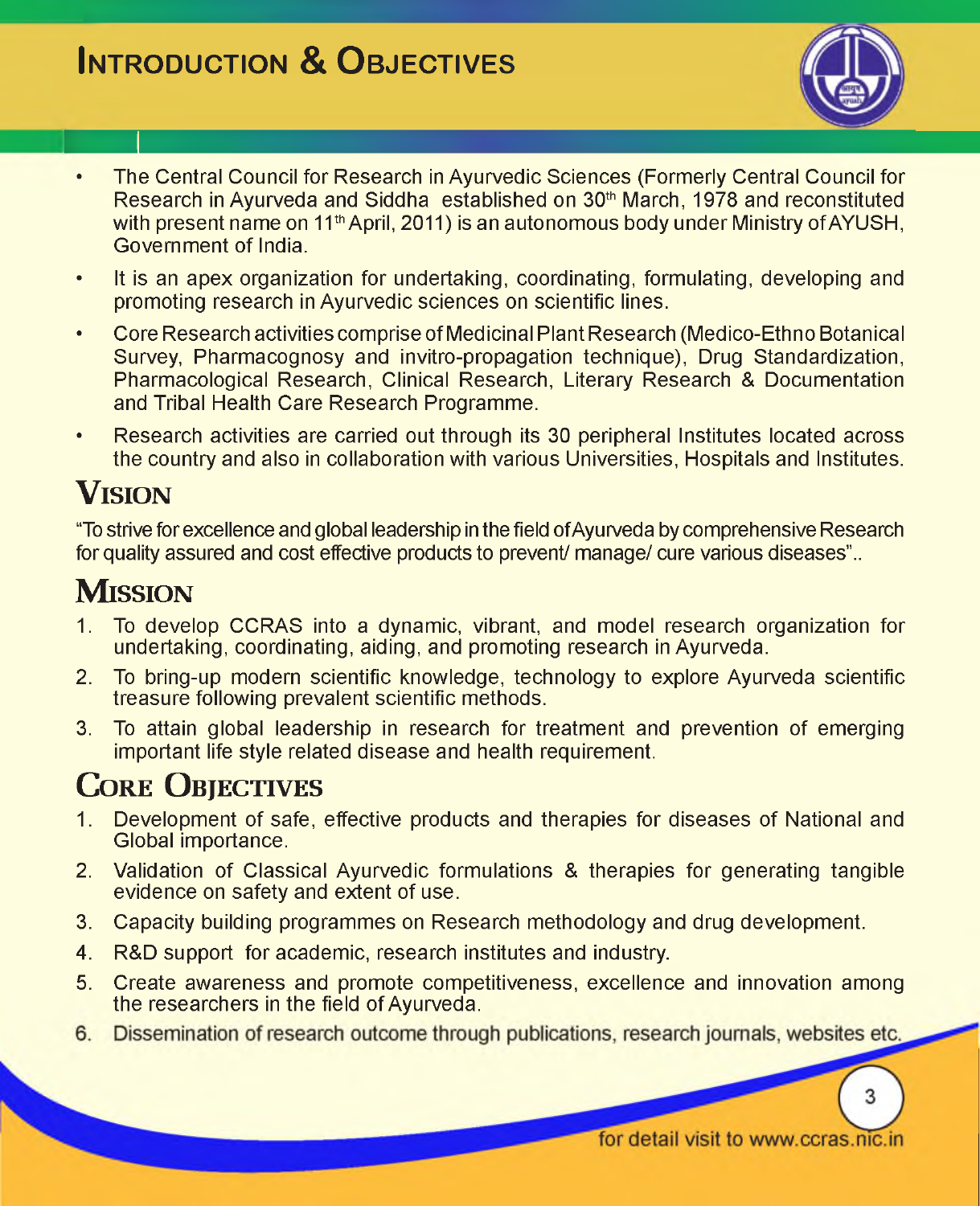# Introduction & Objectives

- The Central Council for Research in Ayurvedic Sciences (Formerly Central Council for Research in Ayurveda and Siddha established on 30th March, 1978 and reconstituted with present name on 11th April, 2011) is an autonomous body under Ministry of AYUSH, Government of India.
- It is an apex organization for undertaking, coordinating, formulating, developing and promoting research in Ayurvedic sciences on scientific lines.
- Core Research activities comprise of Medicinal Plant Research (Medico-Ethno Botanical Survey, Pharmacognosy and invitro-propagation technique), Drug Standardization, Pharmacological Research, Clinical Research, Literary Research & Documentation and Tribal Health Care Research Programme.
- Research activities are carried out through its 30 peripheral Institutes located across the country and also in collaboration with various Universities, Hospitals and Institutes.

## Vision

"To strive for excellence and global leadership in the field of Ayurveda by comprehensive Research for quality assured and cost effective products to prevent/ manage/ cure various diseases"..

## Mission

1. To develop CCRAS into a dynamic, vibrant, and model research organization for undertaking, coordinating, aiding, and promoting research in Ayurveda.
2. To bring-up modern scientific knowledge, technology to explore Ayurveda scientific treasure following prevalent scientific methods.
3. To attain global leadership in research for treatment and prevention of emerging important life style related disease and health requirement.

## Core Objectives

1. Development of safe, effective products and therapies for diseases of National and Global importance.
2. Validation of Classical Ayurvedic formulations & therapies for generating tangible evidence on safety and extent of use.
3. Capacity building programmes on Research methodology and drug development.
4. R&D support for academic, research institutes and industry.
5. Create awareness and promote competitiveness, excellence and innovation among the researchers in the field of Ayurveda.
6. Dissemination of research outcome through publications, research journals, websites etc.

for detail visit to www.ccras.nic.in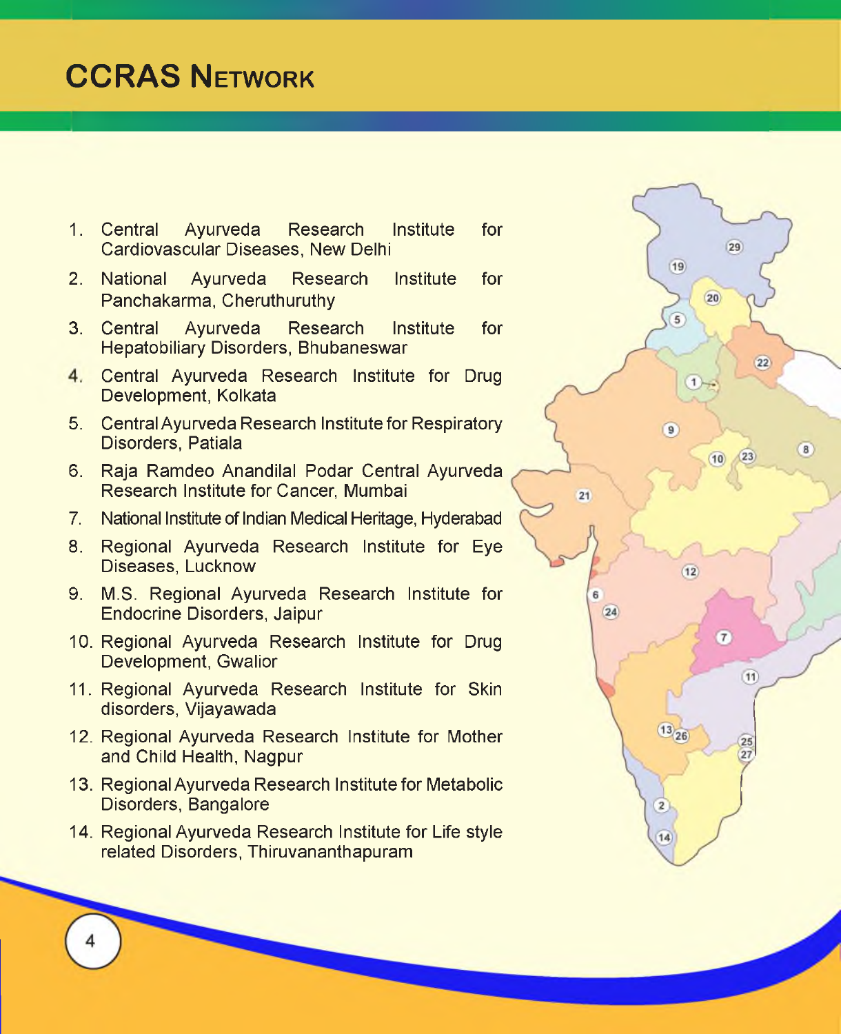# CCRAS Network

1. Central Ayurveda Research Institute for Cardiovascular Diseases, New Delhi
2. National Ayurveda Research Institute for Panchakarma, Cheruthuruthy
3. Central Ayurveda Research Institute for Hepatobiliary Disorders, Bhubaneswar
4. Central Ayurveda Research Institute for Drug Development, Kolkata
5. Central Ayurveda Research Institute for Respiratory Disorders, Patiala
6. Raja Ramdeo Anandilal Podar Central Ayurveda Research Institute for Cancer, Mumbai
7. National Institute of Indian Medical Heritage, Hyderabad
8. Regional Ayurveda Research Institute for Eye Diseases, Lucknow
9. M.S. Regional Ayurveda Research Institute for Endocrine Disorders, Jaipur
10. Regional Ayurveda Research Institute for Drug Development, Gwalior
11. Regional Ayurveda Research Institute for Skin disorders, Vijayawada
12. Regional Ayurveda Research Institute for Mother and Child Health, Nagpur
13. Regional Ayurveda Research Institute for Metabolic Disorders, Bangalore
14. Regional Ayurveda Research Institute for Life style related Disorders, Thiruvananthapuram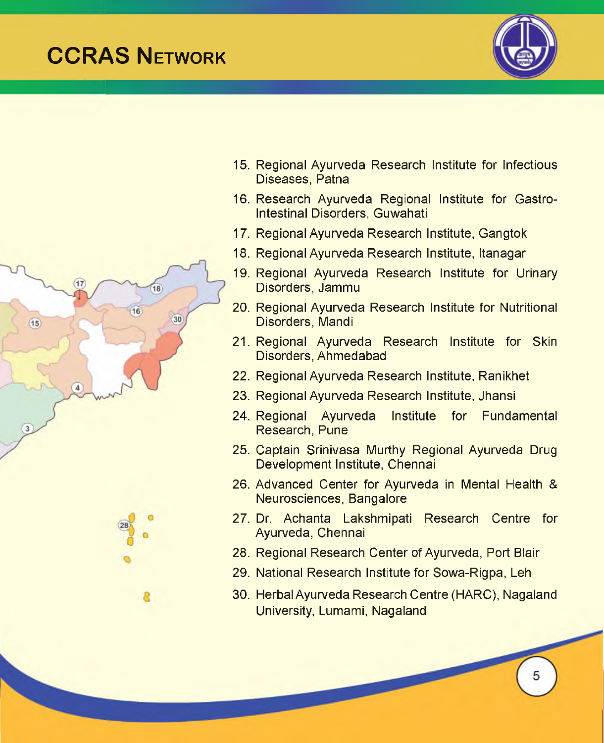# CCRAS Network

15. Regional Ayurveda Research Institute for Infectious Diseases, Patna
16. Research Ayurveda Regional Institute for Gastro-Intestinal Disorders, Guwahati
17. Regional Ayurveda Research Institute, Gangtok
18. Regional Ayurveda Research Institute, Itanagar
19. Regional Ayurveda Research Institute for Urinary Disorders, Jammu
20. Regional Ayurveda Research Institute for Nutritional Disorders, Mandi
21. Regional Ayurveda Research Institute for Skin Disorders, Ahmedabad
22. Regional Ayurveda Research Institute, Ranikhet
23. Regional Ayurveda Research Institute, Jhansi
24. Regional Ayurveda Institute for Fundamental Research, Pune
25. Captain Srinivasa Murthy Regional Ayurveda Drug Development Institute, Chennai
26. Advanced Center for Ayurveda in Mental Health & Neurosciences, Bangalore
27. Dr. Achanta Lakshmipati Research Centre for Ayurveda, Chennai
28. Regional Research Center of Ayurveda, Port Blair
29. National Research Institute for Sowa-Rigpa, Leh
30. Herbal Ayurveda Research Centre (HARC), Nagaland University, Lumami, Nagaland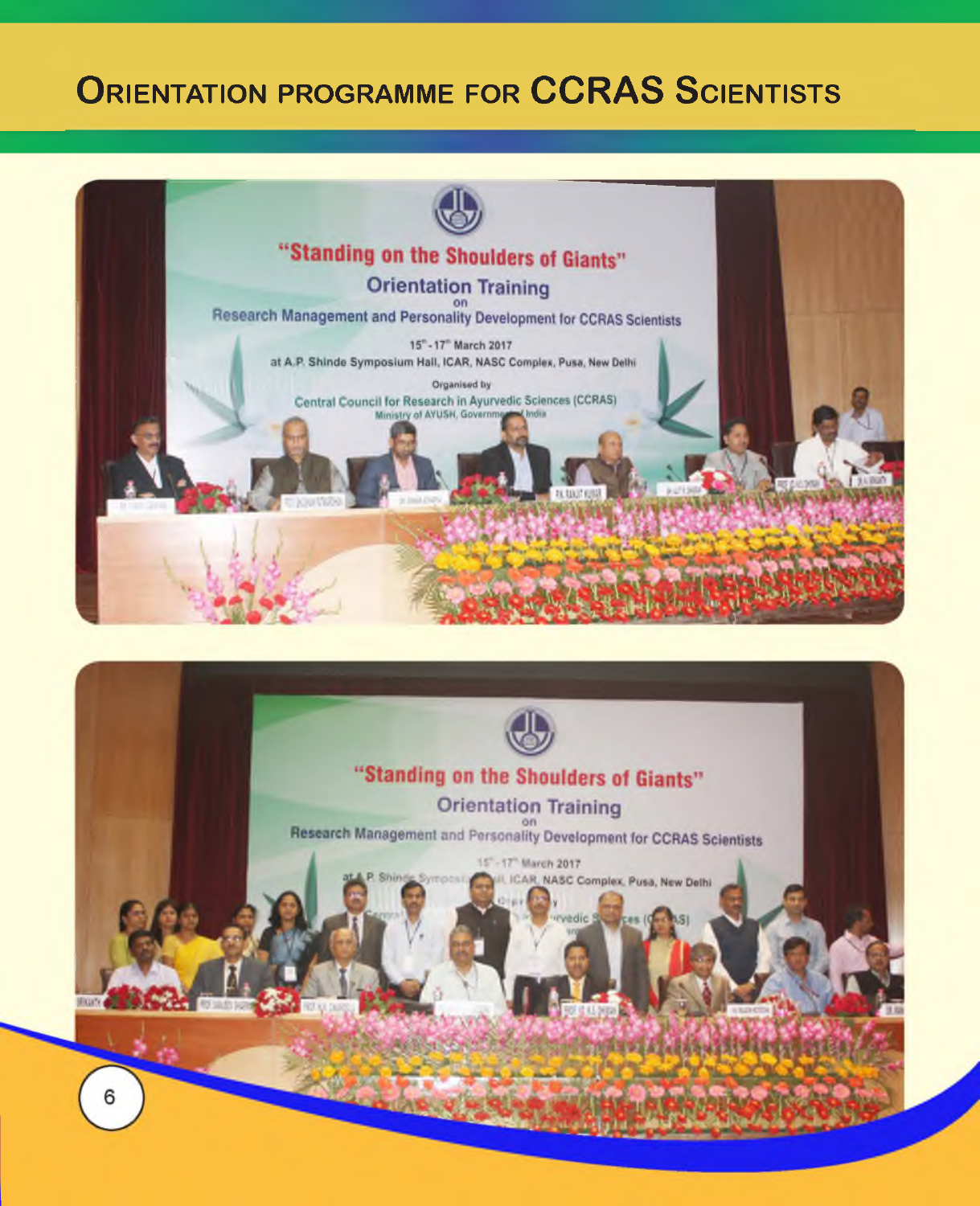# Orientation programme for CCRAS Scientists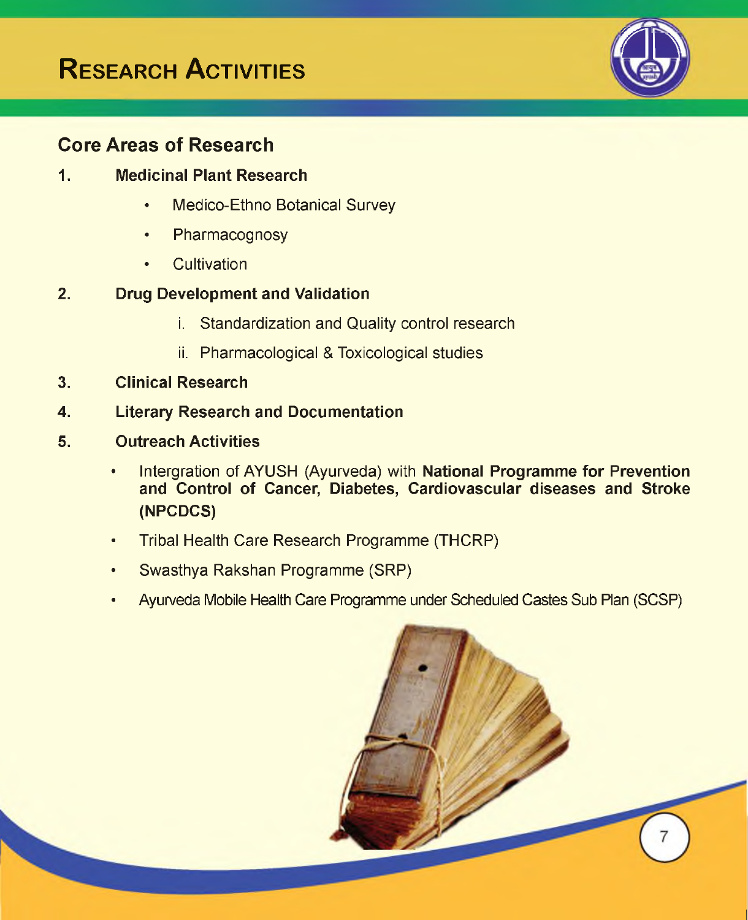# Research Activities

## Core Areas of Research

1. **Medicinal Plant Research**
   - Medico-Ethno Botanical Survey
   - Pharmacognosy
   - Cultivation

2. **Drug Development and Validation**
   1. Standardization and Quality control research
   2. Pharmacological & Toxicological studies

3. **Clinical Research**

4. **Literary Research and Documentation**

5. **Outreach Activities**
   - Intergration of AYUSH (Ayurveda) with **National Programme for Prevention and Control of Cancer, Diabetes, Cardiovascular diseases and Stroke (NPCDCS)**
   - Tribal Health Care Research Programme (THCRP)
   - Swasthya Rakshan Programme (SRP)
   - Ayurveda Mobile Health Care Programme under Scheduled Castes Sub Plan (SCSP)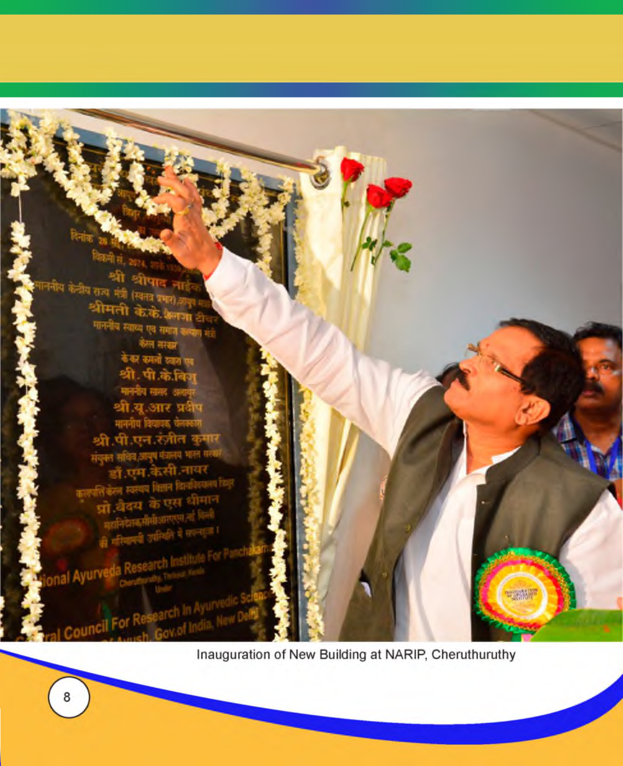Inauguration of New Building at NARIP, Cheruthuruthy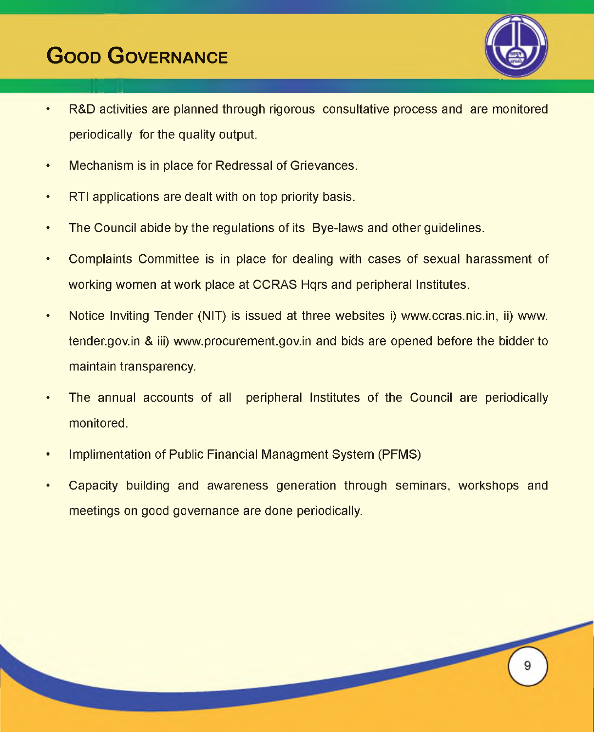# Good Governance

- R&D activities are planned through rigorous consultative process and are monitored periodically for the quality output.
- Mechanism is in place for Redressal of Grievances.
- RTI applications are dealt with on top priority basis.
- The Council abide by the regulations of its Bye-laws and other guidelines.
- Complaints Committee is in place for dealing with cases of sexual harassment of working women at work place at CCRAS Hqrs and peripheral Institutes.
- Notice Inviting Tender (NIT) is issued at three websites i) www.ccras.nic.in, ii) www.tender.gov.in & iii) www.procurement.gov.in and bids are opened before the bidder to maintain transparency.
- The annual accounts of all peripheral Institutes of the Council are periodically monitored.
- Implimentation of Public Financial Managment System (PFMS)
- Capacity building and awareness generation through seminars, workshops and meetings on good governance are done periodically.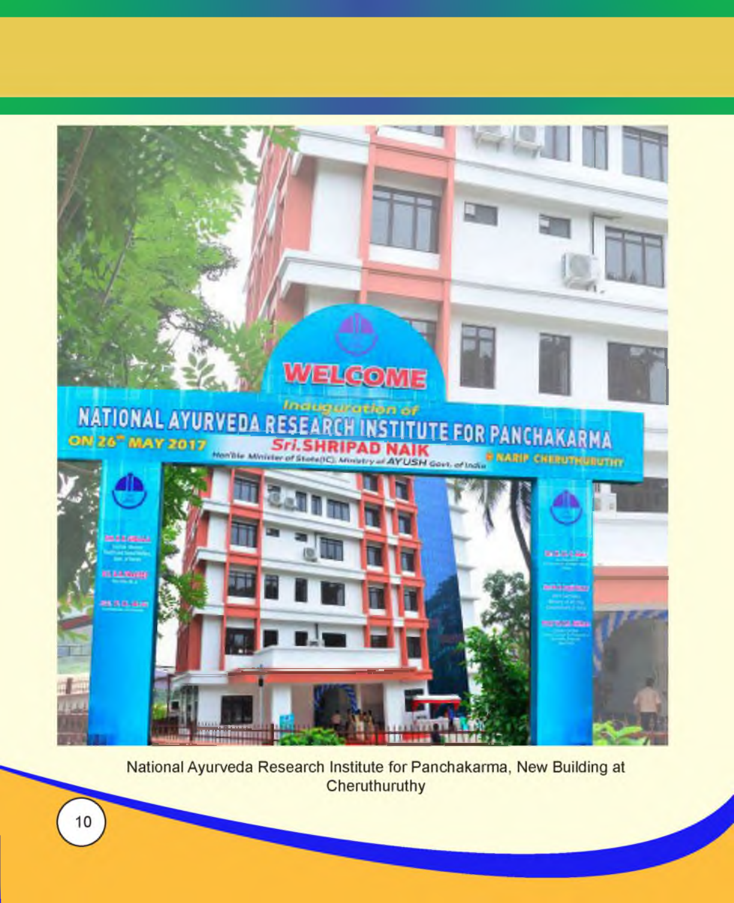National Ayurveda Research Institute for Panchakarma, New Building at Cheruthuruthy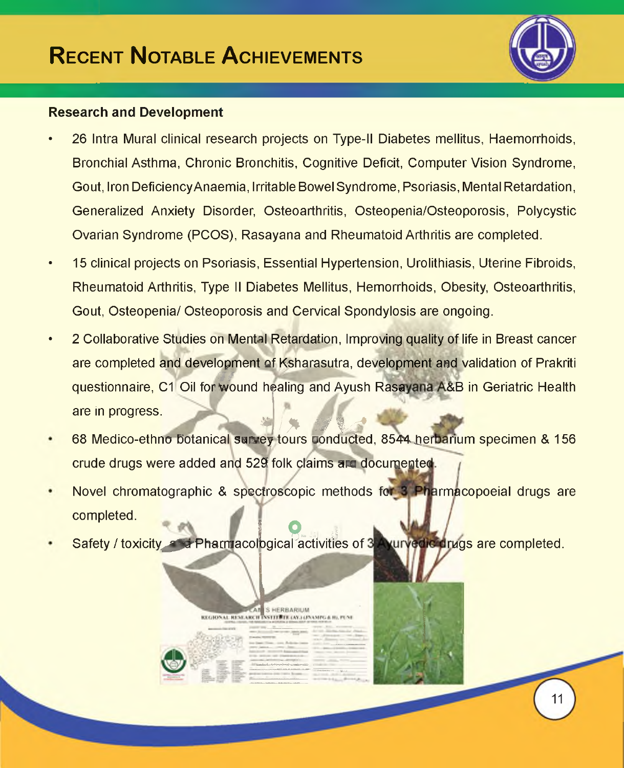# Recent Notable Achievements

**Research and Development**

- 26 Intra Mural clinical research projects on Type-II Diabetes mellitus, Haemorrhoids, Bronchial Asthma, Chronic Bronchitis, Cognitive Deficit, Computer Vision Syndrome, Gout, Iron Deficiency Anaemia, Irritable Bowel Syndrome, Psoriasis, Mental Retardation, Generalized Anxiety Disorder, Osteoarthritis, Osteopenia/Osteoporosis, Polycystic Ovarian Syndrome (PCOS), Rasayana and Rheumatoid Arthritis are completed.
- 15 clinical projects on Psoriasis, Essential Hypertension, Urolithiasis, Uterine Fibroids, Rheumatoid Arthritis, Type II Diabetes Mellitus, Hemorrhoids, Obesity, Osteoarthritis, Gout, Osteopenia/ Osteoporosis and Cervical Spondylosis are ongoing.
- 2 Collaborative Studies on Mental Retardation, Improving quality of life in Breast cancer are completed and development of Ksharasutra, development and validation of Prakriti questionnaire, C1 Oil for wound healing and Ayush Rasayana A&B in Geriatric Health are in progress.
- 68 Medico-ethno botanical survey tours conducted, 8544 herbarium specimen & 156 crude drugs were added and 529 folk claims are documented.
- Novel chromatographic & spectroscopic methods for 3 Pharmacopoeial drugs are completed.
- Safety / toxicity and Pharmacological activities of 3 Ayurvedic drugs are completed.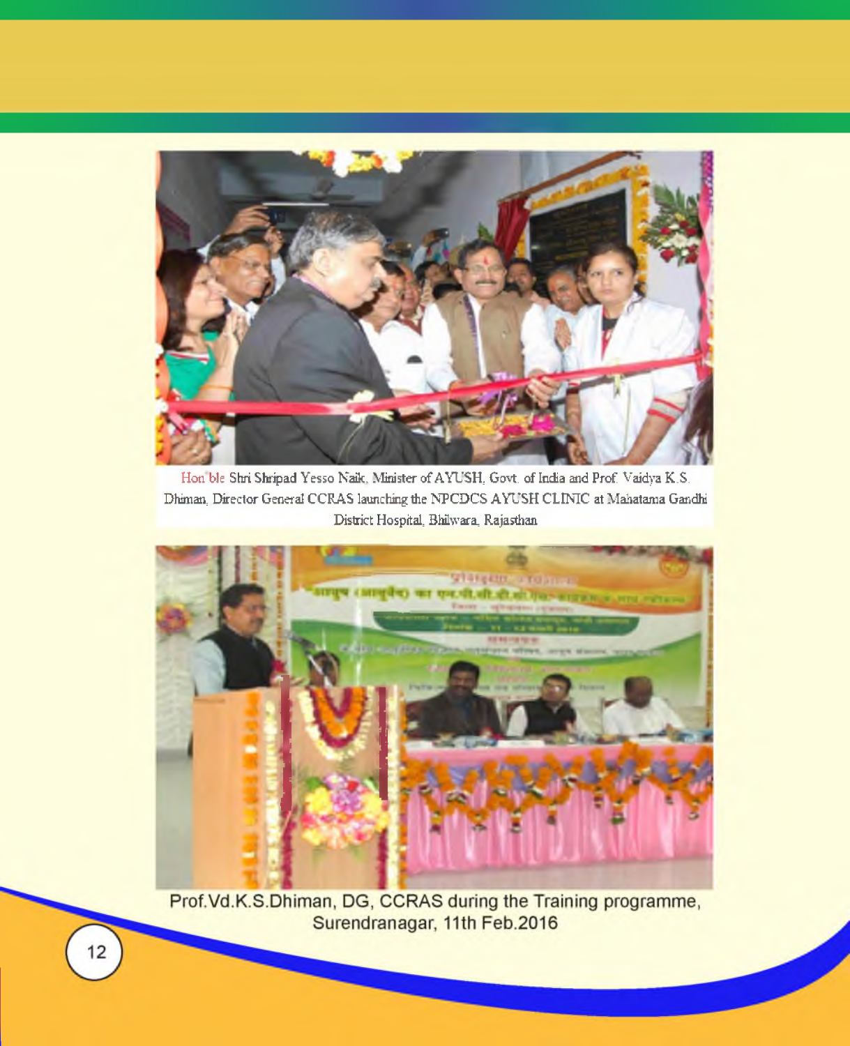Hon'ble Shri Shripad Yesso Naik, Minister of AYUSH, Govt. of India and Prof. Vaidya K.S. Dhiman, Director General CCRAS launching the NPCDCS AYUSH CLINIC at Mahatama Gandhi District Hospital, Bhilwara, Rajasthan

Prof.Vd.K.S.Dhiman, DG, CCRAS during the Training programme, Surendranagar, 11th Feb.2016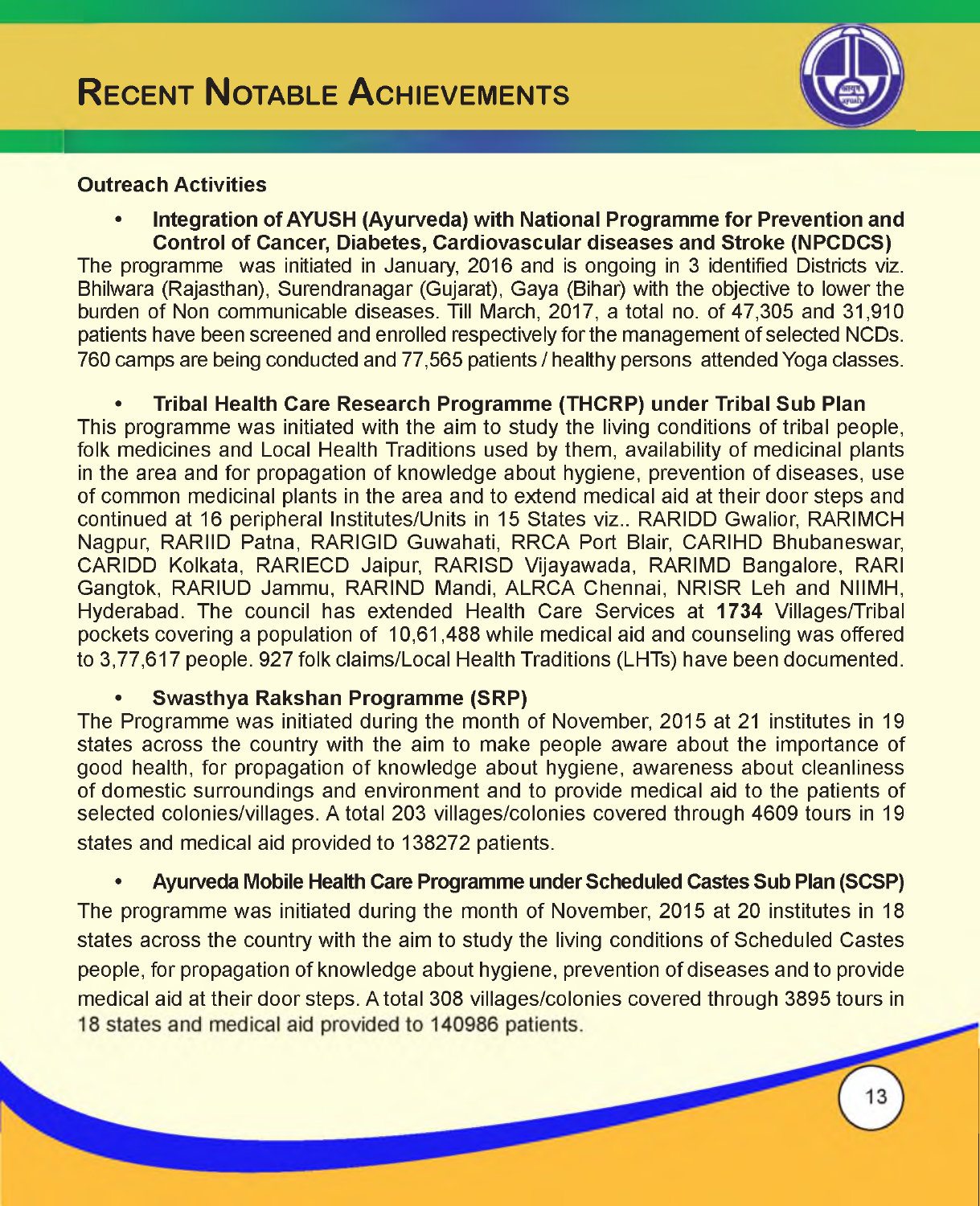# Recent Notable Achievements

## Outreach Activities

- **Integration of AYUSH (Ayurveda) with National Programme for Prevention and Control of Cancer, Diabetes, Cardiovascular diseases and Stroke (NPCDCS)**

The programme was initiated in January, 2016 and is ongoing in 3 identified Districts viz. Bhilwara (Rajasthan), Surendranagar (Gujarat), Gaya (Bihar) with the objective to lower the burden of Non communicable diseases. Till March, 2017, a total no. of 47,305 and 31,910 patients have been screened and enrolled respectively for the management of selected NCDs. 760 camps are being conducted and 77,565 patients / healthy persons attended Yoga classes.

- **Tribal Health Care Research Programme (THCRP) under Tribal Sub Plan**

This programme was initiated with the aim to study the living conditions of tribal people, folk medicines and Local Health Traditions used by them, availability of medicinal plants in the area and for propagation of knowledge about hygiene, prevention of diseases, use of common medicinal plants in the area and to extend medical aid at their door steps and continued at 16 peripheral Institutes/Units in 15 States viz.. RARIDD Gwalior, RARIMCH Nagpur, RARIID Patna, RARIGID Guwahati, RRCA Port Blair, CARIHD Bhubaneswar, CARIDD Kolkata, RARIECD Jaipur, RARISD Vijayawada, RARIMD Bangalore, RARI Gangtok, RARIUD Jammu, RARIND Mandi, ALRCA Chennai, NRISR Leh and NIIMH, Hyderabad. The council has extended Health Care Services at **1734** Villages/Tribal pockets covering a population of 10,61,488 while medical aid and counseling was offered to 3,77,617 people. 927 folk claims/Local Health Traditions (LHTs) have been documented.

- **Swasthya Rakshan Programme (SRP)**

The Programme was initiated during the month of November, 2015 at 21 institutes in 19 states across the country with the aim to make people aware about the importance of good health, for propagation of knowledge about hygiene, awareness about cleanliness of domestic surroundings and environment and to provide medical aid to the patients of selected colonies/villages. A total 203 villages/colonies covered through 4609 tours in 19 states and medical aid provided to 138272 patients.

- **Ayurveda Mobile Health Care Programme under Scheduled Castes Sub Plan (SCSP)**

The programme was initiated during the month of November, 2015 at 20 institutes in 18 states across the country with the aim to study the living conditions of Scheduled Castes people, for propagation of knowledge about hygiene, prevention of diseases and to provide medical aid at their door steps. A total 308 villages/colonies covered through 3895 tours in 18 states and medical aid provided to 140986 patients.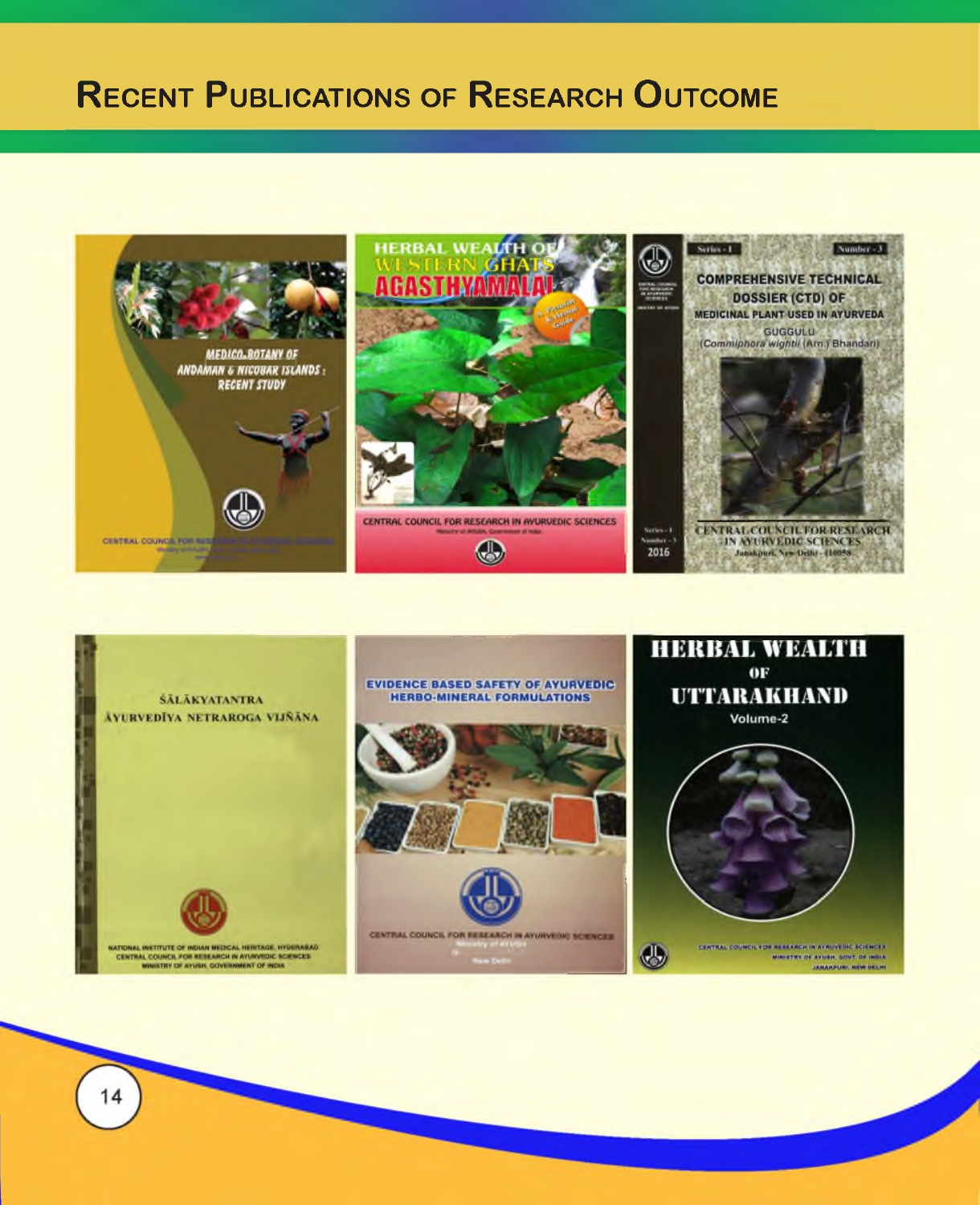# Recent Publications of Research Outcome

MEDICO-BOTANY OF ANDAMAN & NICOBAR ISLANDS : RECENT STUDY

CENTRAL COUNCIL FOR RESEARCH IN AYURVEDIC SCIENCES

HERBAL WEALTH OF WESTERN GHATS AGASTHYAMALAI

A Pictorial & Herbal Guide

CENTRAL COUNCIL FOR RESEARCH IN AYURVEDIC SCIENCES

Ministry of AYUSH, Government of India

Series - I Number - 3

COMPREHENSIVE TECHNICAL DOSSIER (CTD) OF MEDICINAL PLANT USED IN AYURVEDA

GUGGULU (*Commiphora wightii* (Arn.) Bhandari)

Series - I Number - 3 2016

CENTRAL COUNCIL FOR RESEARCH IN AYURVEDIC SCIENCES

Janakpuri, New Delhi - 110058

ŚĀLĀKYATANTRA ĀYURVEDĪYA NETRAROGA VIJÑĀNA

NATIONAL INSTITUTE OF INDIAN MEDICAL HERITAGE, HYDERABAD
CENTRAL COUNCIL FOR RESEARCH IN AYURVEDIC SCIENCES
MINISTRY OF AYUSH, GOVERNMENT OF INDIA

EVIDENCE BASED SAFETY OF AYURVEDIC HERBO-MINERAL FORMULATIONS

CENTRAL COUNCIL FOR RESEARCH IN AYURVEDIC SCIENCES

Ministry of AYUSH

New Delhi

HERBAL WEALTH OF UTTARAKHAND

Volume-2

CENTRAL COUNCIL FOR RESEARCH IN AYURVEDIC SCIENCES
MINISTRY OF AYUSH, GOVT. OF INDIA
JANAKPURI, NEW DELHI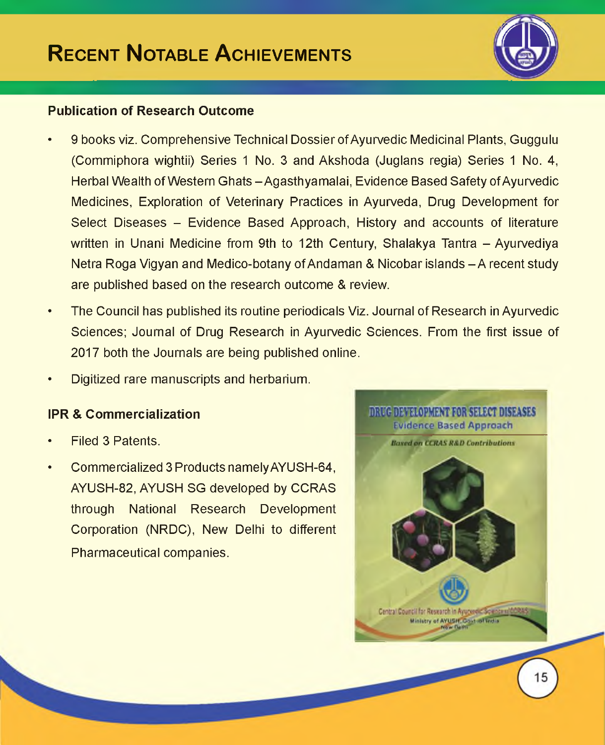# Recent Notable Achievements

## Publication of Research Outcome

- 9 books viz. Comprehensive Technical Dossier of Ayurvedic Medicinal Plants, Guggulu (Commiphora wightii) Series 1 No. 3 and Akshoda (Juglans regia) Series 1 No. 4, Herbal Wealth of Western Ghats – Agasthyamalai, Evidence Based Safety of Ayurvedic Medicines, Exploration of Veterinary Practices in Ayurveda, Drug Development for Select Diseases – Evidence Based Approach, History and accounts of literature written in Unani Medicine from 9th to 12th Century, Shalakya Tantra – Ayurvediya Netra Roga Vigyan and Medico-botany of Andaman & Nicobar islands – A recent study are published based on the research outcome & review.
- The Council has published its routine periodicals Viz. Journal of Research in Ayurvedic Sciences; Journal of Drug Research in Ayurvedic Sciences. From the first issue of 2017 both the Journals are being published online.
- Digitized rare manuscripts and herbarium.

## IPR & Commercialization

- Filed 3 Patents.
- Commercialized 3 Products namely AYUSH-64, AYUSH-82, AYUSH SG developed by CCRAS through National Research Development Corporation (NRDC), New Delhi to different Pharmaceutical companies.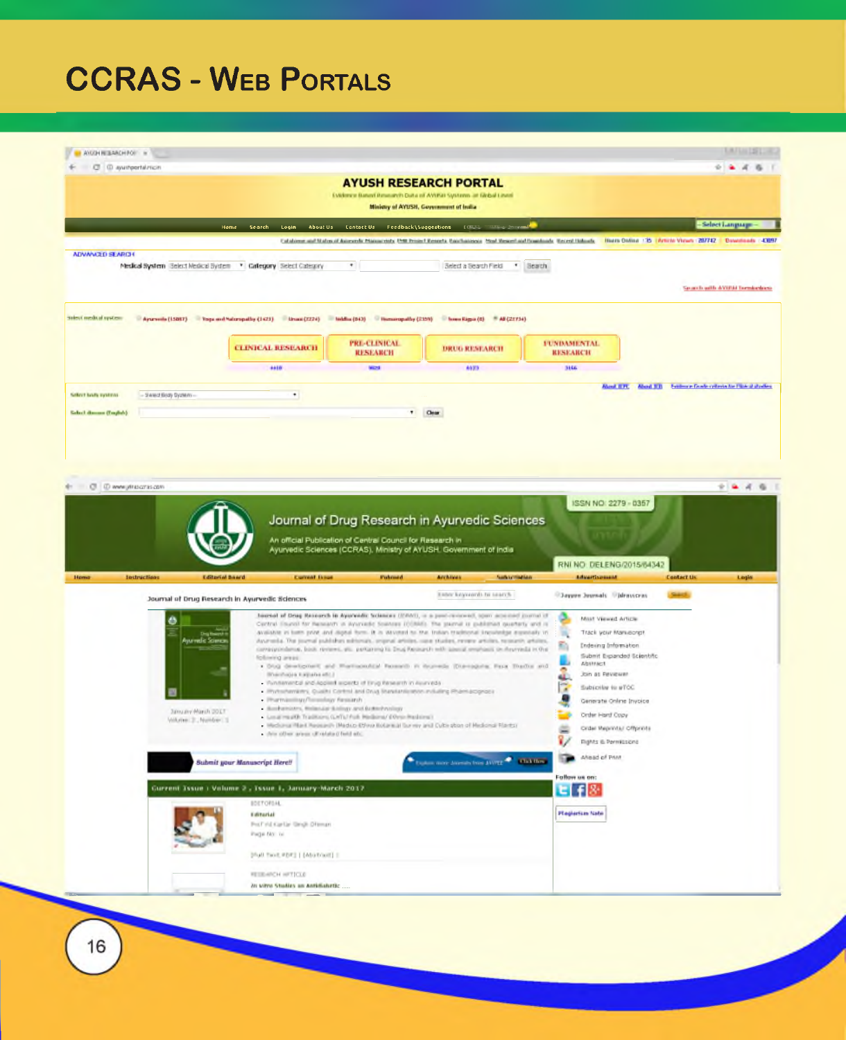# CCRAS - Web Portals

AYUSH RESEARCH PORTAL

Evidence Based Research Data of AYUSH Systems at Global Level

Ministry of AYUSH, Government of India

Home Search Login About Us Contact Us Feedback\Suggestions

ADVANCED SEARCH

Medical System Category Search

CLINICAL RESEARCH 4410

PRE-CLINICAL RESEARCH 9029

DRUG RESEARCH 6123

FUNDAMENTAL RESEARCH 3166

Journal of Drug Research in Ayurvedic Sciences

An official Publication of Central Council for Research in Ayurvedic Sciences (CCRAS), Ministry of AYUSH, Government of India

ISSN NO: 2279 - 0357

RNI NO: DELENG/2015/64342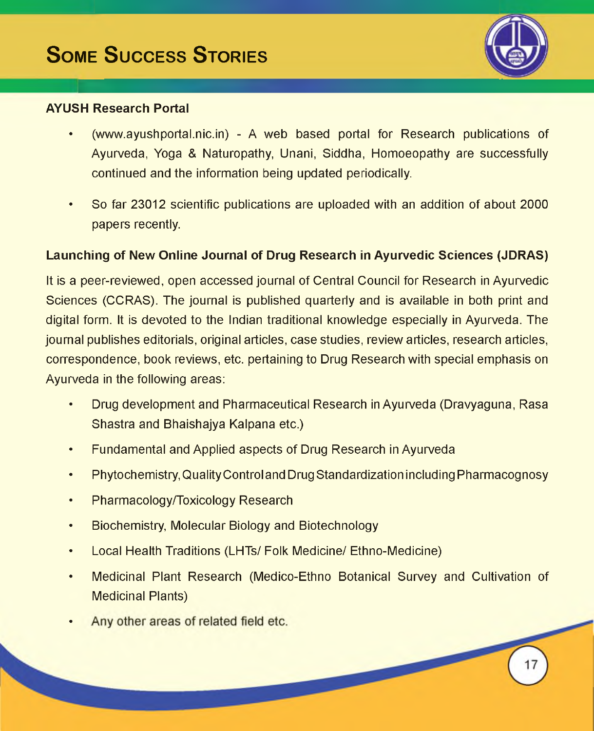# Some Success Stories

**AYUSH Research Portal**

- (www.ayushportal.nic.in) - A web based portal for Research publications of Ayurveda, Yoga & Naturopathy, Unani, Siddha, Homoeopathy are successfully continued and the information being updated periodically.
- So far 23012 scientific publications are uploaded with an addition of about 2000 papers recently.

**Launching of New Online Journal of Drug Research in Ayurvedic Sciences (JDRAS)**

It is a peer-reviewed, open accessed journal of Central Council for Research in Ayurvedic Sciences (CCRAS). The journal is published quarterly and is available in both print and digital form. It is devoted to the Indian traditional knowledge especially in Ayurveda. The journal publishes editorials, original articles, case studies, review articles, research articles, correspondence, book reviews, etc. pertaining to Drug Research with special emphasis on Ayurveda in the following areas:

- Drug development and Pharmaceutical Research in Ayurveda (Dravyaguna, Rasa Shastra and Bhaishajya Kalpana etc.)
- Fundamental and Applied aspects of Drug Research in Ayurveda
- Phytochemistry, Quality Control and Drug Standardization including Pharmacognosy
- Pharmacology/Toxicology Research
- Biochemistry, Molecular Biology and Biotechnology
- Local Health Traditions (LHTs/ Folk Medicine/ Ethno-Medicine)
- Medicinal Plant Research (Medico-Ethno Botanical Survey and Cultivation of Medicinal Plants)
- Any other areas of related field etc.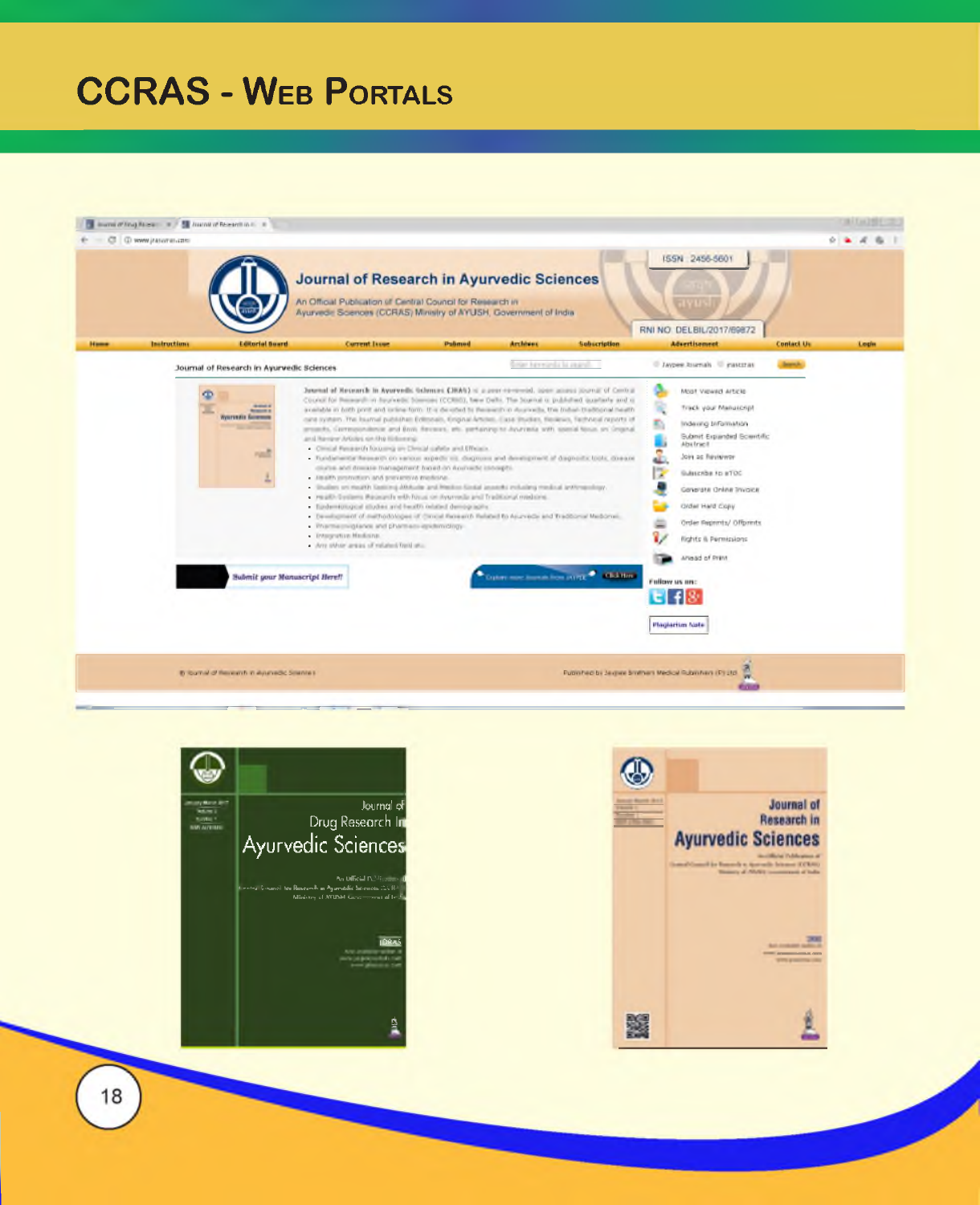# CCRAS - Web Portals

Journal of Research in Ayurvedic Sciences

An Official Publication of Central Council for Research in Ayurvedic Sciences (CCRAS) Ministry of AYUSH, Government of India

ISSN 2456-5601

RNI NO. DELBIL/2017/69872

Journal of Drug Research in Ayurvedic Sciences

Journal of Research in Ayurvedic Sciences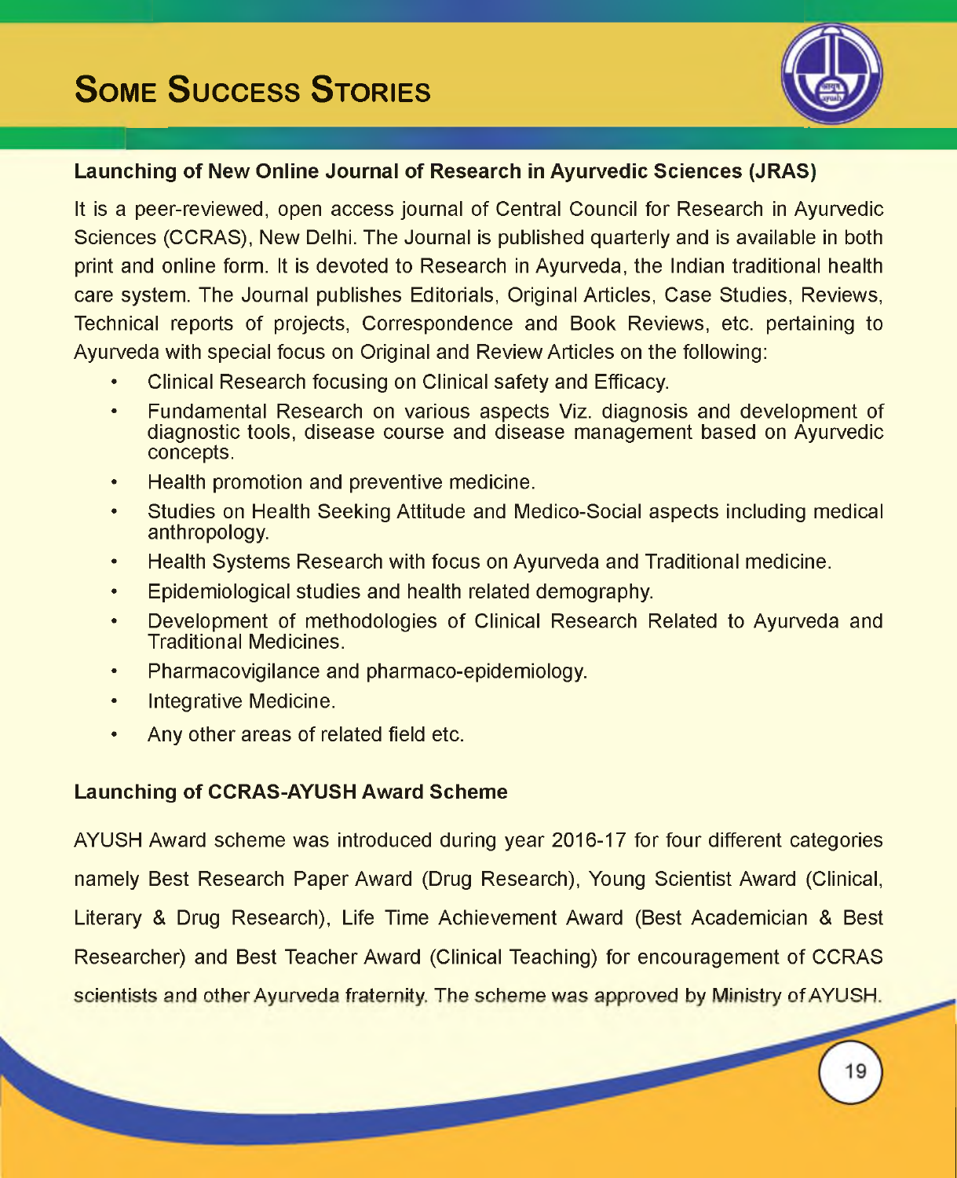# Some Success Stories

### Launching of New Online Journal of Research in Ayurvedic Sciences (JRAS)

It is a peer-reviewed, open access journal of Central Council for Research in Ayurvedic Sciences (CCRAS), New Delhi. The Journal is published quarterly and is available in both print and online form. It is devoted to Research in Ayurveda, the Indian traditional health care system. The Journal publishes Editorials, Original Articles, Case Studies, Reviews, Technical reports of projects, Correspondence and Book Reviews, etc. pertaining to Ayurveda with special focus on Original and Review Articles on the following:

- Clinical Research focusing on Clinical safety and Efficacy.
- Fundamental Research on various aspects Viz. diagnosis and development of diagnostic tools, disease course and disease management based on Ayurvedic concepts.
- Health promotion and preventive medicine.
- Studies on Health Seeking Attitude and Medico-Social aspects including medical anthropology.
- Health Systems Research with focus on Ayurveda and Traditional medicine.
- Epidemiological studies and health related demography.
- Development of methodologies of Clinical Research Related to Ayurveda and Traditional Medicines.
- Pharmacovigilance and pharmaco-epidemiology.
- Integrative Medicine.
- Any other areas of related field etc.

### Launching of CCRAS-AYUSH Award Scheme

AYUSH Award scheme was introduced during year 2016-17 for four different categories namely Best Research Paper Award (Drug Research), Young Scientist Award (Clinical, Literary & Drug Research), Life Time Achievement Award (Best Academician & Best Researcher) and Best Teacher Award (Clinical Teaching) for encouragement of CCRAS scientists and other Ayurveda fraternity. The scheme was approved by Ministry of AYUSH.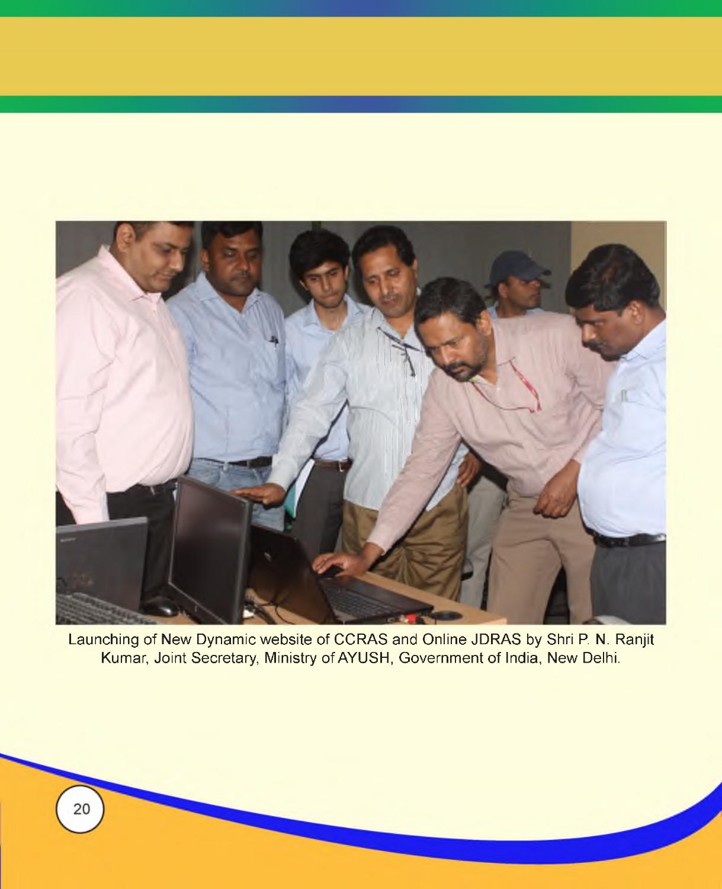Launching of New Dynamic website of CCRAS and Online JDRAS by Shri P. N. Ranjit Kumar, Joint Secretary, Ministry of AYUSH, Government of India, New Delhi.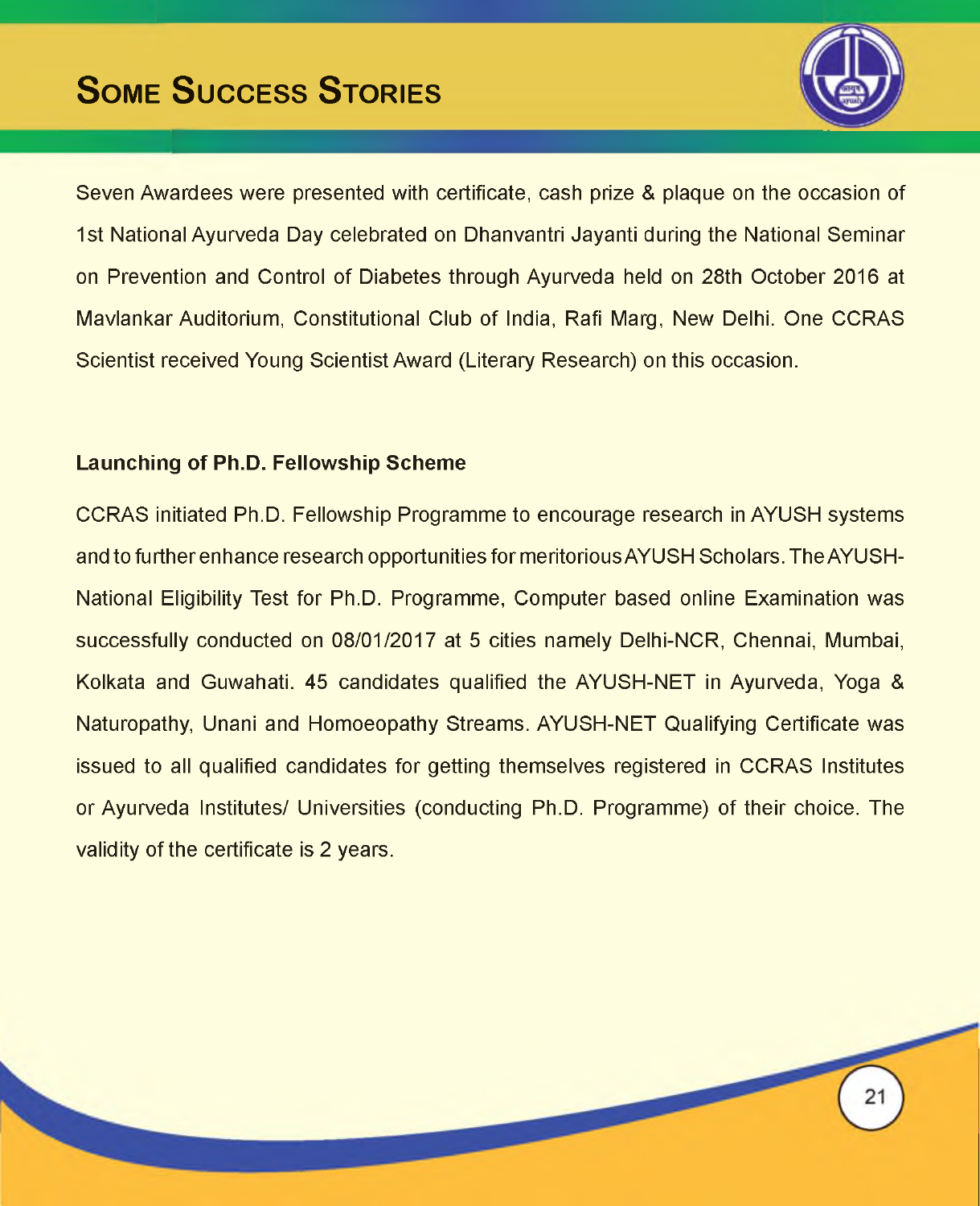# Some Success Stories

Seven Awardees were presented with certificate, cash prize & plaque on the occasion of 1st National Ayurveda Day celebrated on Dhanvantri Jayanti during the National Seminar on Prevention and Control of Diabetes through Ayurveda held on 28th October 2016 at Mavlankar Auditorium, Constitutional Club of India, Rafi Marg, New Delhi. One CCRAS Scientist received Young Scientist Award (Literary Research) on this occasion.

**Launching of Ph.D. Fellowship Scheme**

CCRAS initiated Ph.D. Fellowship Programme to encourage research in AYUSH systems and to further enhance research opportunities for meritorious AYUSH Scholars. The AYUSH-National Eligibility Test for Ph.D. Programme, Computer based online Examination was successfully conducted on 08/01/2017 at 5 cities namely Delhi-NCR, Chennai, Mumbai, Kolkata and Guwahati. 45 candidates qualified the AYUSH-NET in Ayurveda, Yoga & Naturopathy, Unani and Homoeopathy Streams. AYUSH-NET Qualifying Certificate was issued to all qualified candidates for getting themselves registered in CCRAS Institutes or Ayurveda Institutes/ Universities (conducting Ph.D. Programme) of their choice. The validity of the certificate is 2 years.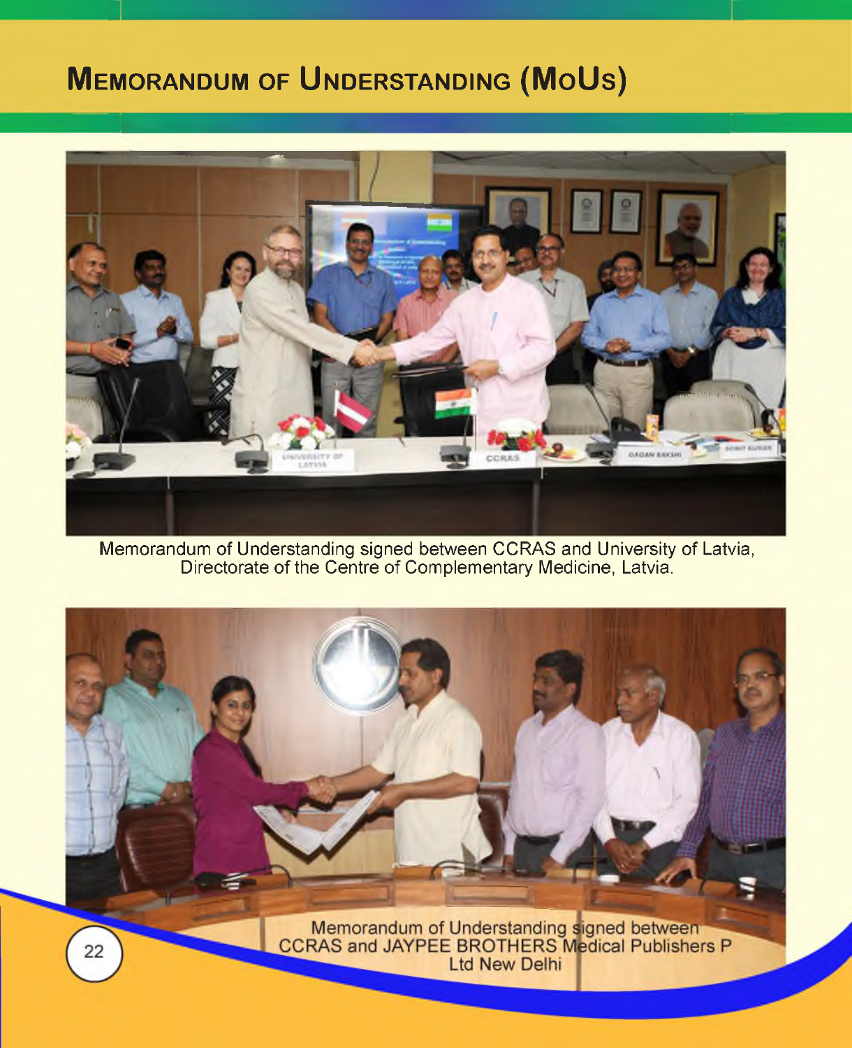# MEMORANDUM OF UNDERSTANDING (MoUs)

Memorandum of Understanding signed between CCRAS and University of Latvia, Directorate of the Centre of Complementary Medicine, Latvia.

Memorandum of Understanding signed between CCRAS and JAYPEE BROTHERS Medical Publishers P Ltd New Delhi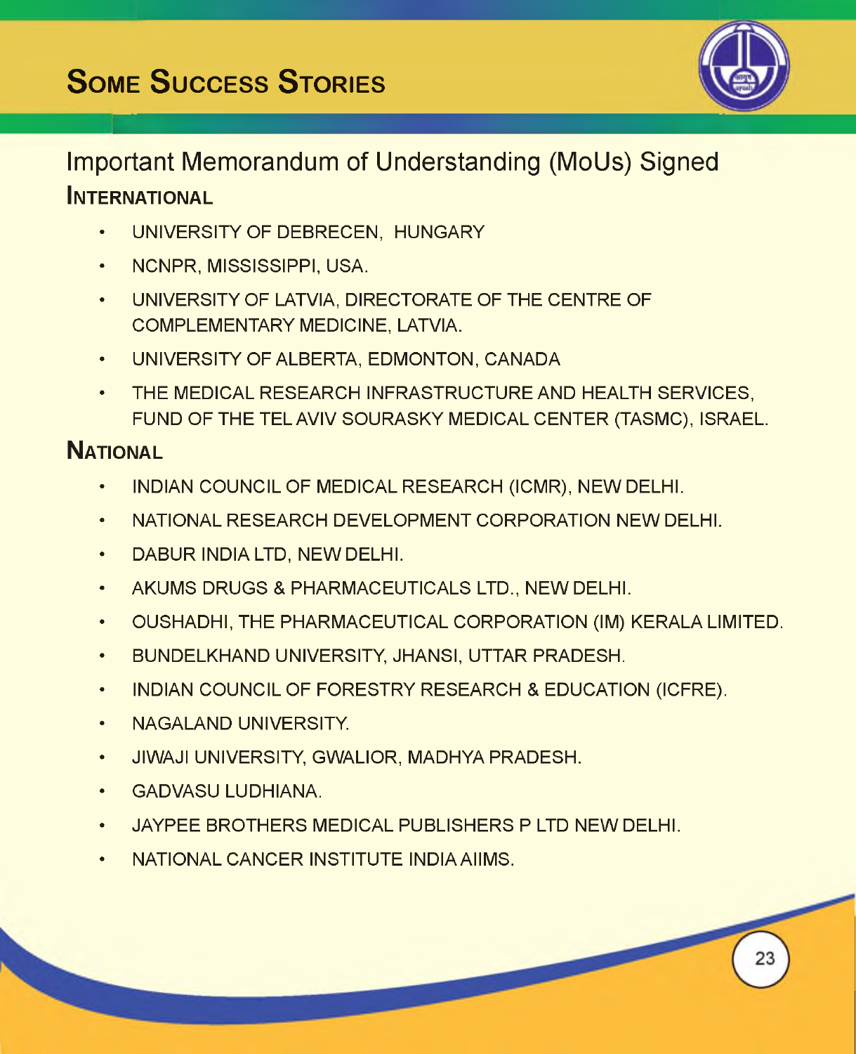# Some Success Stories

## Important Memorandum of Understanding (MoUs) Signed

### International

- UNIVERSITY OF DEBRECEN, HUNGARY
- NCNPR, MISSISSIPPI, USA.
- UNIVERSITY OF LATVIA, DIRECTORATE OF THE CENTRE OF COMPLEMENTARY MEDICINE, LATVIA.
- UNIVERSITY OF ALBERTA, EDMONTON, CANADA
- THE MEDICAL RESEARCH INFRASTRUCTURE AND HEALTH SERVICES, FUND OF THE TEL AVIV SOURASKY MEDICAL CENTER (TASMC), ISRAEL.

### National

- INDIAN COUNCIL OF MEDICAL RESEARCH (ICMR), NEW DELHI.
- NATIONAL RESEARCH DEVELOPMENT CORPORATION NEW DELHI.
- DABUR INDIA LTD, NEW DELHI.
- AKUMS DRUGS & PHARMACEUTICALS LTD., NEW DELHI.
- OUSHADHI, THE PHARMACEUTICAL CORPORATION (IM) KERALA LIMITED.
- BUNDELKHAND UNIVERSITY, JHANSI, UTTAR PRADESH.
- INDIAN COUNCIL OF FORESTRY RESEARCH & EDUCATION (ICFRE).
- NAGALAND UNIVERSITY.
- JIWAJI UNIVERSITY, GWALIOR, MADHYA PRADESH.
- GADVASU LUDHIANA.
- JAYPEE BROTHERS MEDICAL PUBLISHERS P LTD NEW DELHI.
- NATIONAL CANCER INSTITUTE INDIA AIIMS.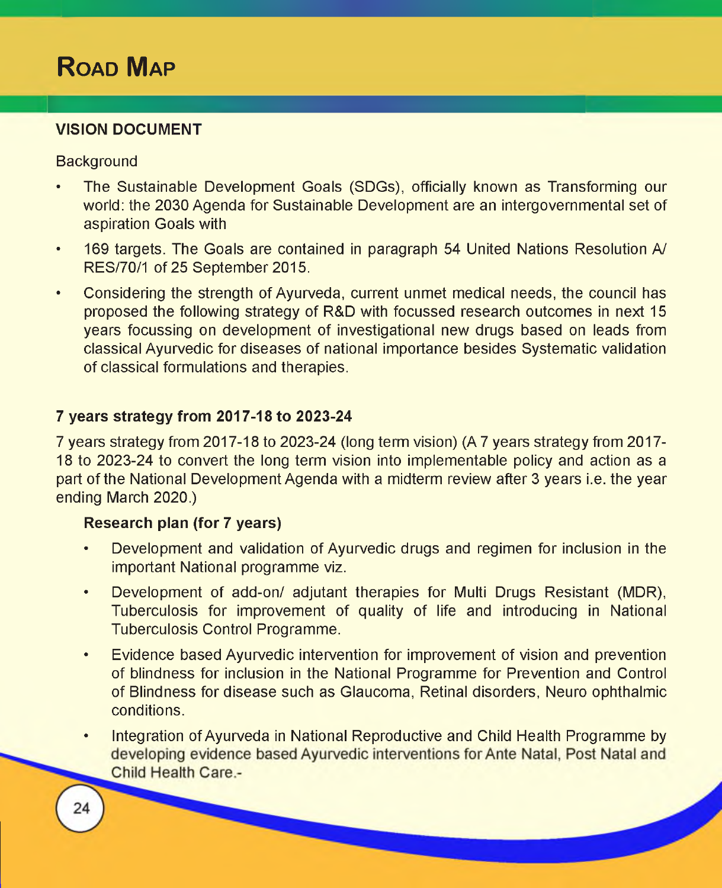# Road Map

## VISION DOCUMENT

Background

- The Sustainable Development Goals (SDGs), officially known as Transforming our world: the 2030 Agenda for Sustainable Development are an intergovernmental set of aspiration Goals with
- 169 targets. The Goals are contained in paragraph 54 United Nations Resolution A/ RES/70/1 of 25 September 2015.
- Considering the strength of Ayurveda, current unmet medical needs, the council has proposed the following strategy of R&D with focussed research outcomes in next 15 years focussing on development of investigational new drugs based on leads from classical Ayurvedic for diseases of national importance besides Systematic validation of classical formulations and therapies.

### 7 years strategy from 2017-18 to 2023-24

7 years strategy from 2017-18 to 2023-24 (long term vision) (A 7 years strategy from 2017-18 to 2023-24 to convert the long term vision into implementable policy and action as a part of the National Development Agenda with a midterm review after 3 years i.e. the year ending March 2020.)

**Research plan (for 7 years)**

- Development and validation of Ayurvedic drugs and regimen for inclusion in the important National programme viz.
- Development of add-on/ adjutant therapies for Multi Drugs Resistant (MDR), Tuberculosis for improvement of quality of life and introducing in National Tuberculosis Control Programme.
- Evidence based Ayurvedic intervention for improvement of vision and prevention of blindness for inclusion in the National Programme for Prevention and Control of Blindness for disease such as Glaucoma, Retinal disorders, Neuro ophthalmic conditions.
- Integration of Ayurveda in National Reproductive and Child Health Programme by developing evidence based Ayurvedic interventions for Ante Natal, Post Natal and Child Health Care.-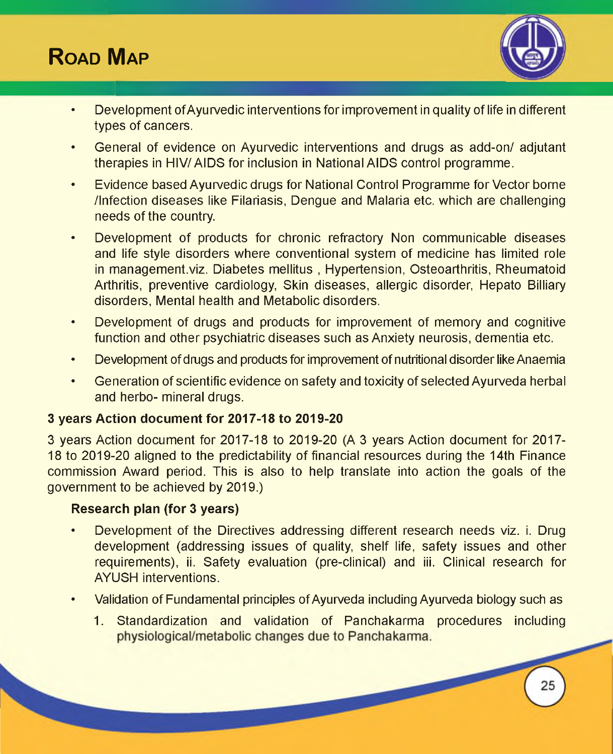- Development of Ayurvedic interventions for improvement in quality of life in different types of cancers.
- General of evidence on Ayurvedic interventions and drugs as add-on/ adjutant therapies in HIV/ AIDS for inclusion in National AIDS control programme.
- Evidence based Ayurvedic drugs for National Control Programme for Vector borne /Infection diseases like Filariasis, Dengue and Malaria etc. which are challenging needs of the country.
- Development of products for chronic refractory Non communicable diseases and life style disorders where conventional system of medicine has limited role in management.viz. Diabetes mellitus , Hypertension, Osteoarthritis, Rheumatoid Arthritis, preventive cardiology, Skin diseases, allergic disorder, Hepato Billiary disorders, Mental health and Metabolic disorders.
- Development of drugs and products for improvement of memory and cognitive function and other psychiatric diseases such as Anxiety neurosis, dementia etc.
- Development of drugs and products for improvement of nutritional disorder like Anaemia
- Generation of scientific evidence on safety and toxicity of selected Ayurveda herbal and herbo- mineral drugs.

**3 years Action document for 2017-18 to 2019-20**

3 years Action document for 2017-18 to 2019-20 (A 3 years Action document for 2017-18 to 2019-20 aligned to the predictability of financial resources during the 14th Finance commission Award period. This is also to help translate into action the goals of the government to be achieved by 2019.)

**Research plan (for 3 years)**

- Development of the Directives addressing different research needs viz. i. Drug development (addressing issues of quality, shelf life, safety issues and other requirements), ii. Safety evaluation (pre-clinical) and iii. Clinical research for AYUSH interventions.
- Validation of Fundamental principles of Ayurveda including Ayurveda biology such as
  1. Standardization and validation of Panchakarma procedures including physiological/metabolic changes due to Panchakarma.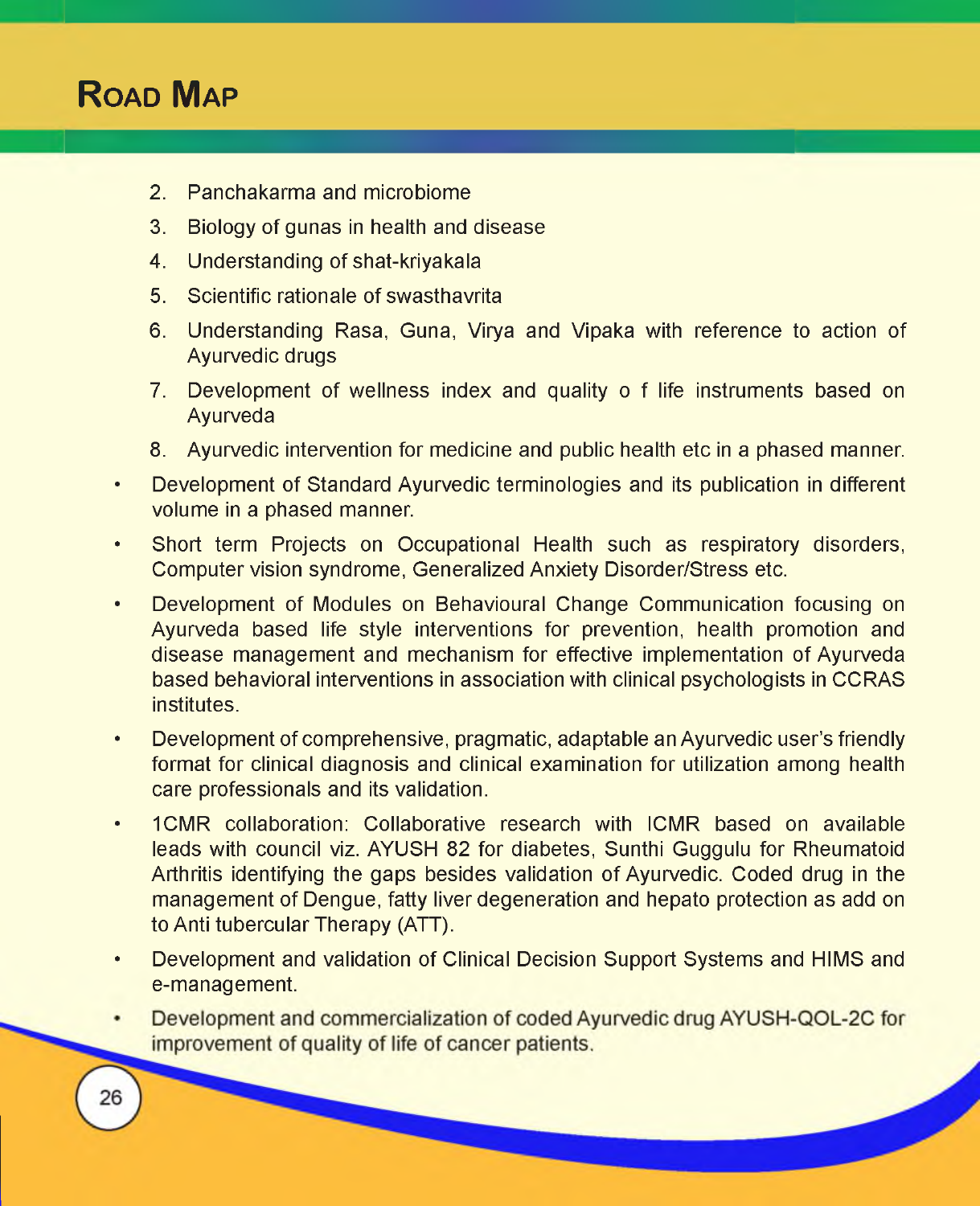2. Panchakarma and microbiome
3. Biology of gunas in health and disease
4. Understanding of shat-kriyakala
5. Scientific rationale of swasthavrita
6. Understanding Rasa, Guna, Virya and Vipaka with reference to action of Ayurvedic drugs
7. Development of wellness index and quality o f life instruments based on Ayurveda
8. Ayurvedic intervention for medicine and public health etc in a phased manner.

- Development of Standard Ayurvedic terminologies and its publication in different volume in a phased manner.
- Short term Projects on Occupational Health such as respiratory disorders, Computer vision syndrome, Generalized Anxiety Disorder/Stress etc.
- Development of Modules on Behavioural Change Communication focusing on Ayurveda based life style interventions for prevention, health promotion and disease management and mechanism for effective implementation of Ayurveda based behavioral interventions in association with clinical psychologists in CCRAS institutes.
- Development of comprehensive, pragmatic, adaptable an Ayurvedic user's friendly format for clinical diagnosis and clinical examination for utilization among health care professionals and its validation.
- 1CMR collaboration: Collaborative research with ICMR based on available leads with council viz. AYUSH 82 for diabetes, Sunthi Guggulu for Rheumatoid Arthritis identifying the gaps besides validation of Ayurvedic. Coded drug in the management of Dengue, fatty liver degeneration and hepato protection as add on to Anti tubercular Therapy (ATT).
- Development and validation of Clinical Decision Support Systems and HIMS and e-management.
- Development and commercialization of coded Ayurvedic drug AYUSH-QOL-2C for improvement of quality of life of cancer patients.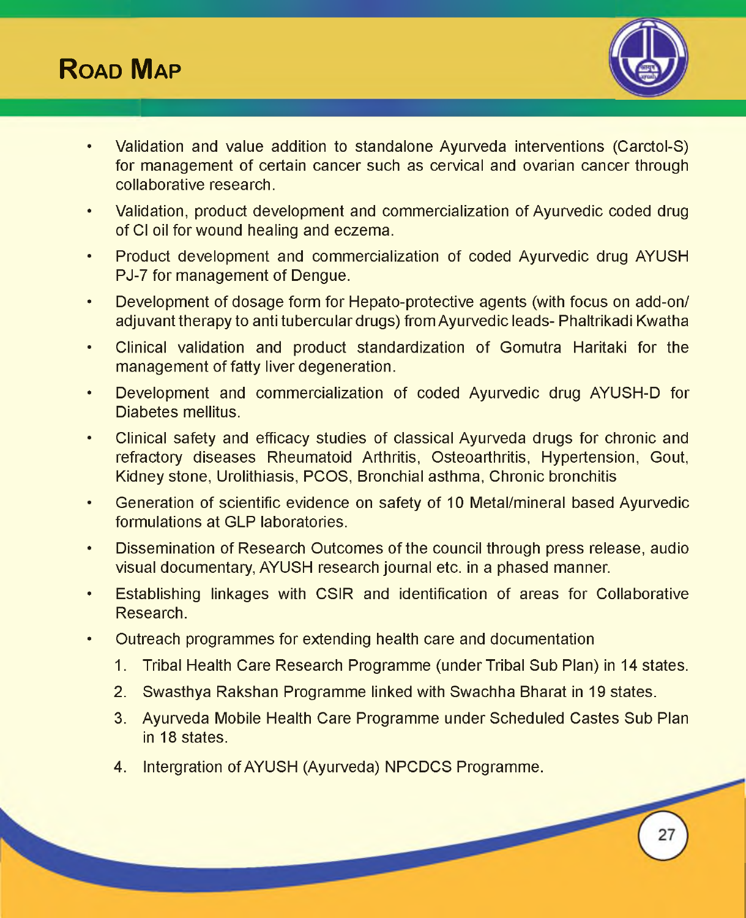# Road Map

- Validation and value addition to standalone Ayurveda interventions (Carctol-S) for management of certain cancer such as cervical and ovarian cancer through collaborative research.
- Validation, product development and commercialization of Ayurvedic coded drug of CI oil for wound healing and eczema.
- Product development and commercialization of coded Ayurvedic drug AYUSH PJ-7 for management of Dengue.
- Development of dosage form for Hepato-protective agents (with focus on add-on/ adjuvant therapy to anti tubercular drugs) from Ayurvedic leads- Phaltrikadi Kwatha
- Clinical validation and product standardization of Gomutra Haritaki for the management of fatty liver degeneration.
- Development and commercialization of coded Ayurvedic drug AYUSH-D for Diabetes mellitus.
- Clinical safety and efficacy studies of classical Ayurveda drugs for chronic and refractory diseases Rheumatoid Arthritis, Osteoarthritis, Hypertension, Gout, Kidney stone, Urolithiasis, PCOS, Bronchial asthma, Chronic bronchitis
- Generation of scientific evidence on safety of 10 Metal/mineral based Ayurvedic formulations at GLP laboratories.
- Dissemination of Research Outcomes of the council through press release, audio visual documentary, AYUSH research journal etc. in a phased manner.
- Establishing linkages with CSIR and identification of areas for Collaborative Research.
- Outreach programmes for extending health care and documentation
  1. Tribal Health Care Research Programme (under Tribal Sub Plan) in 14 states.
  2. Swasthya Rakshan Programme linked with Swachha Bharat in 19 states.
  3. Ayurveda Mobile Health Care Programme under Scheduled Castes Sub Plan in 18 states.
  4. Intergration of AYUSH (Ayurveda) NPCDCS Programme.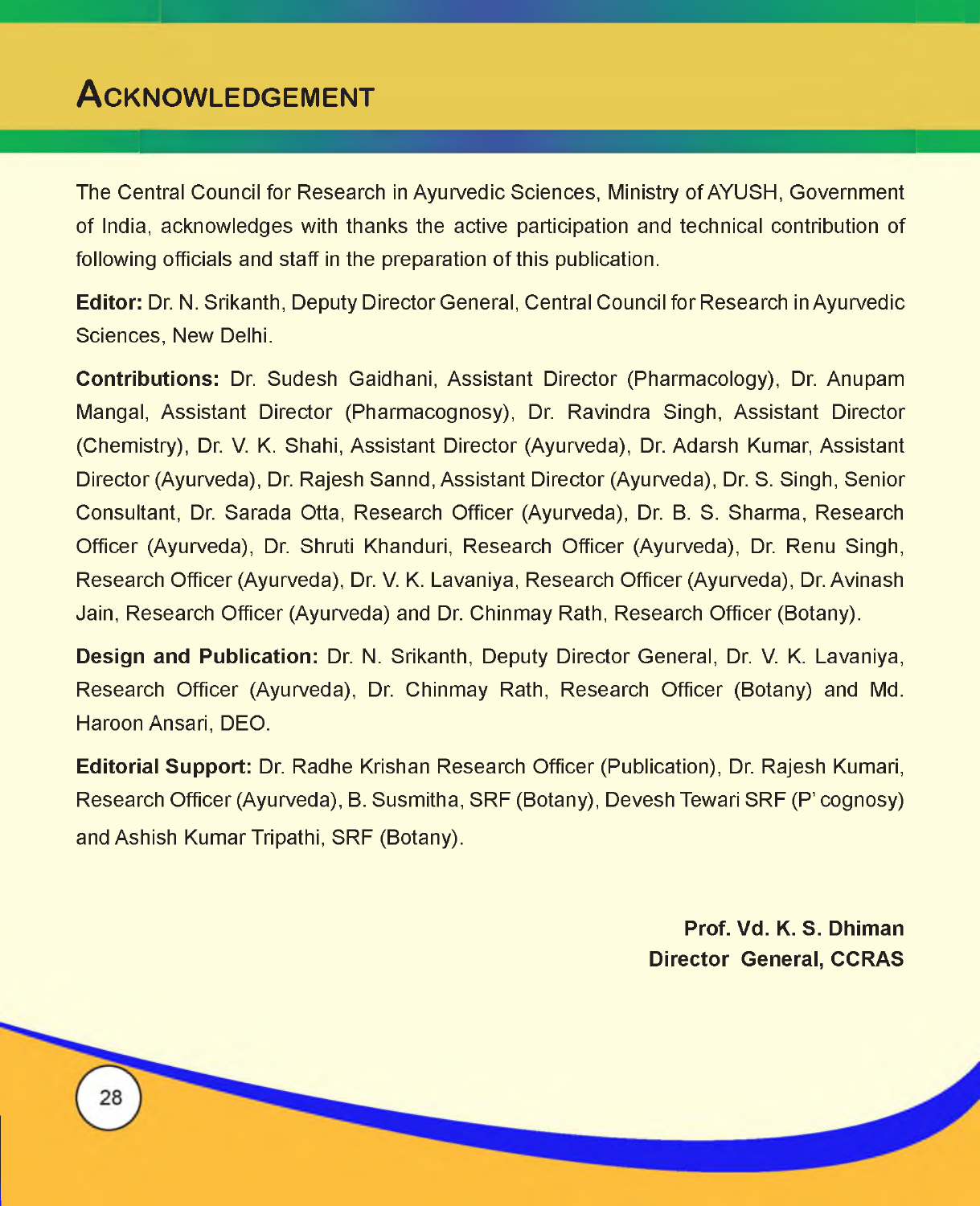# Acknowledgement

The Central Council for Research in Ayurvedic Sciences, Ministry of AYUSH, Government of India, acknowledges with thanks the active participation and technical contribution of following officials and staff in the preparation of this publication.

**Editor:** Dr. N. Srikanth, Deputy Director General, Central Council for Research in Ayurvedic Sciences, New Delhi.

**Contributions:** Dr. Sudesh Gaidhani, Assistant Director (Pharmacology), Dr. Anupam Mangal, Assistant Director (Pharmacognosy), Dr. Ravindra Singh, Assistant Director (Chemistry), Dr. V. K. Shahi, Assistant Director (Ayurveda), Dr. Adarsh Kumar, Assistant Director (Ayurveda), Dr. Rajesh Sannd, Assistant Director (Ayurveda), Dr. S. Singh, Senior Consultant, Dr. Sarada Otta, Research Officer (Ayurveda), Dr. B. S. Sharma, Research Officer (Ayurveda), Dr. Shruti Khanduri, Research Officer (Ayurveda), Dr. Renu Singh, Research Officer (Ayurveda), Dr. V. K. Lavaniya, Research Officer (Ayurveda), Dr. Avinash Jain, Research Officer (Ayurveda) and Dr. Chinmay Rath, Research Officer (Botany).

**Design and Publication:** Dr. N. Srikanth, Deputy Director General, Dr. V. K. Lavaniya, Research Officer (Ayurveda), Dr. Chinmay Rath, Research Officer (Botany) and Md. Haroon Ansari, DEO.

**Editorial Support:** Dr. Radhe Krishan Research Officer (Publication), Dr. Rajesh Kumari, Research Officer (Ayurveda), B. Susmitha, SRF (Botany), Devesh Tewari SRF (P' cognosy) and Ashish Kumar Tripathi, SRF (Botany).

**Prof. Vd. K. S. Dhiman**
**Director General, CCRAS**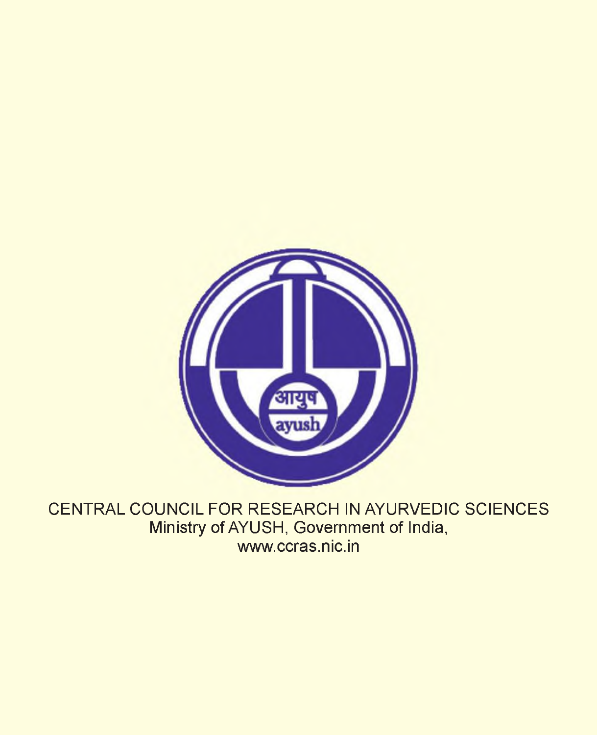CENTRAL COUNCIL FOR RESEARCH IN AYURVEDIC SCIENCES
Ministry of AYUSH, Government of India,
www.ccras.nic.in